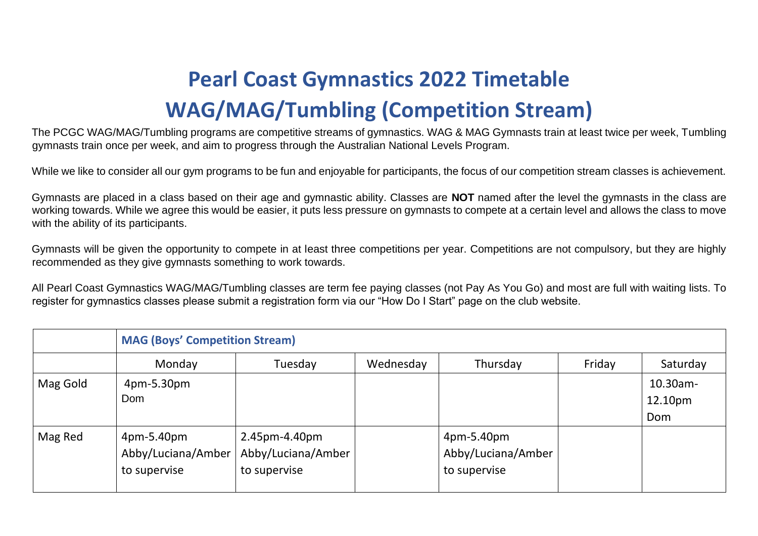# Pearl Coast Gymnastics 2022 Timetable

# WAG/MAG/Tumbling (Competition Stream)

The PCGC WAG/MAG/Tumbling programs are competitive streams of gymnastics. WAG & MAG Gymnasts train at least twice per week, Tumbling gymnasts train once per week, and aim to progress through the Australian National Levels Program.

While we like to consider all our gym programs to be fun and enjoyable for participants, the focus of our competition stream classes is achievement.

Gymnasts are placed in a class based on their age and gymnastic ability. Classes are **NOT** named after the level the gymnasts in the class are working towards. While we agree this would be easier, it puts less pressure on gymnasts to compete at a certain level and allows the class to move with the ability of its participants.

Gymnasts will be given the opportunity to compete in at least three competitions per year. Competitions are not compulsory, but they are highly recommended as they give gymnasts something to work towards.

All Pearl Coast Gymnastics WAG/MAG/Tumbling classes are term fee paying classes (not Pay As You Go) and most are full with waiting lists. To register for gymnastics classes please submit a registration form via our "How Do I Start" page on the club website.

| | **MAG (Boys' Competition Stream)** | | | | | |
|---|---|---|---|---|---|---|
| | Monday | Tuesday | Wednesday | Thursday | Friday | Saturday |
| Mag Gold | 4pm-5.30pm Dom | | | | | 10.30am-12.10pm Dom |
| Mag Red | 4pm-5.40pm Abby/Luciana/Amber to supervise | 2.45pm-4.40pm Abby/Luciana/Amber to supervise | | 4pm-5.40pm Abby/Luciana/Amber to supervise | | |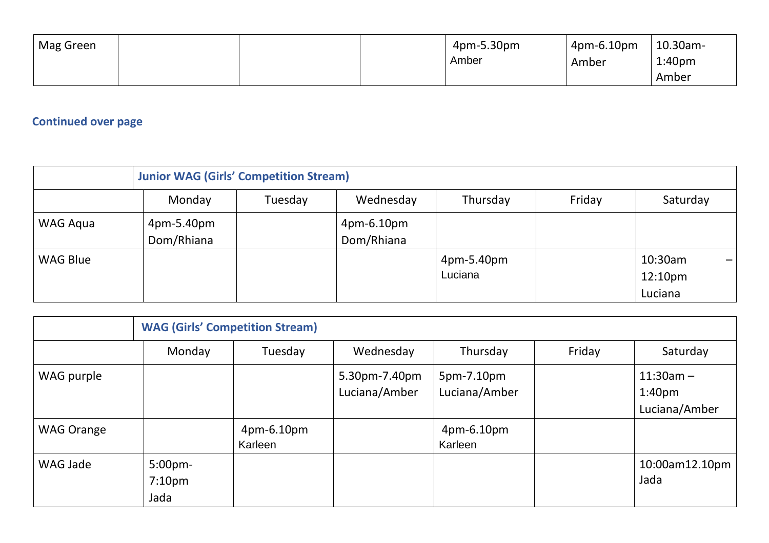| Mag Green | | | | 4pm-5.30pm Amber | 4pm-6.10pm Amber | 10.30am-1:40pm Amber |
|---|---|---|---|---|---|---|

**Continued over page**

| | Junior WAG (Girls' Competition Stream) | | | | | |
|---|---|---|---|---|---|---|
| | Monday | Tuesday | Wednesday | Thursday | Friday | Saturday |
| WAG Aqua | 4pm-5.40pm Dom/Rhiana | | 4pm-6.10pm Dom/Rhiana | | | |
| WAG Blue | | | | 4pm-5.40pm Luciana | | 10:30am – 12:10pm Luciana |

| | WAG (Girls' Competition Stream) | | | | | |
|---|---|---|---|---|---|---|
| | Monday | Tuesday | Wednesday | Thursday | Friday | Saturday |
| WAG purple | | | 5.30pm-7.40pm Luciana/Amber | 5pm-7.10pm Luciana/Amber | | 11:30am – 1:40pm Luciana/Amber |
| WAG Orange | | 4pm-6.10pm Karleen | | 4pm-6.10pm Karleen | | |
| WAG Jade | 5:00pm-7:10pm Jada | | | | | 10:00am12.10pm Jada |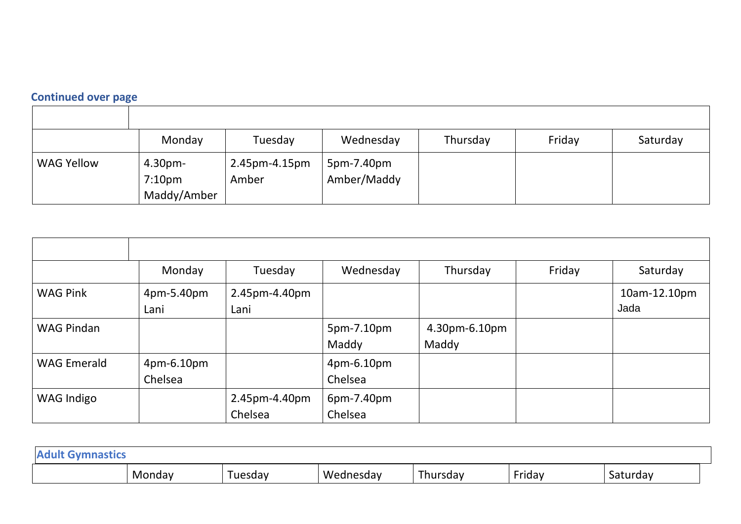**Continued over page**

| | Monday | Tuesday | Wednesday | Thursday | Friday | Saturday |
|---|---|---|---|---|---|---|
| WAG Yellow | 4.30pm-7:10pm Maddy/Amber | 2.45pm-4.15pm Amber | 5pm-7.40pm Amber/Maddy | | | |

| | Monday | Tuesday | Wednesday | Thursday | Friday | Saturday |
|---|---|---|---|---|---|---|
| WAG Pink | 4pm-5.40pm Lani | 2.45pm-4.40pm Lani | | | | 10am-12.10pm Jada |
| WAG Pindan | | | 5pm-7.10pm Maddy | 4.30pm-6.10pm Maddy | | |
| WAG Emerald | 4pm-6.10pm Chelsea | | 4pm-6.10pm Chelsea | | | |
| WAG Indigo | | 2.45pm-4.40pm Chelsea | 6pm-7.40pm Chelsea | | | |

**Adult Gymnastics**

| | Monday | Tuesday | Wednesday | Thursday | Friday | Saturday |
|---|---|---|---|---|---|---|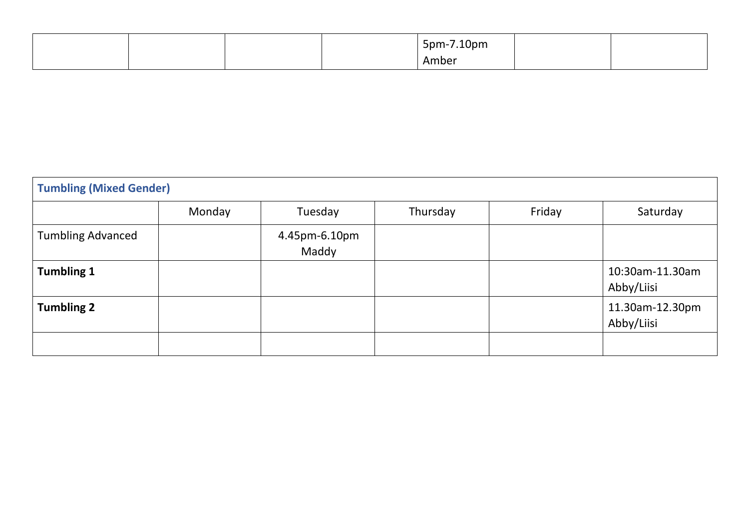| | | | | | | |
|---|---|---|---|---|---|---|
| | | | | 5pm-7.10pm Amber | | |

**Tumbling (Mixed Gender)**

| | Monday | Tuesday | Thursday | Friday | Saturday |
|---|---|---|---|---|---|
| Tumbling Advanced | | 4.45pm-6.10pm Maddy | | | |
| **Tumbling 1** | | | | | 10:30am-11.30am Abby/Liisi |
| **Tumbling 2** | | | | | 11.30am-12.30pm Abby/Liisi |
| | | | | | |